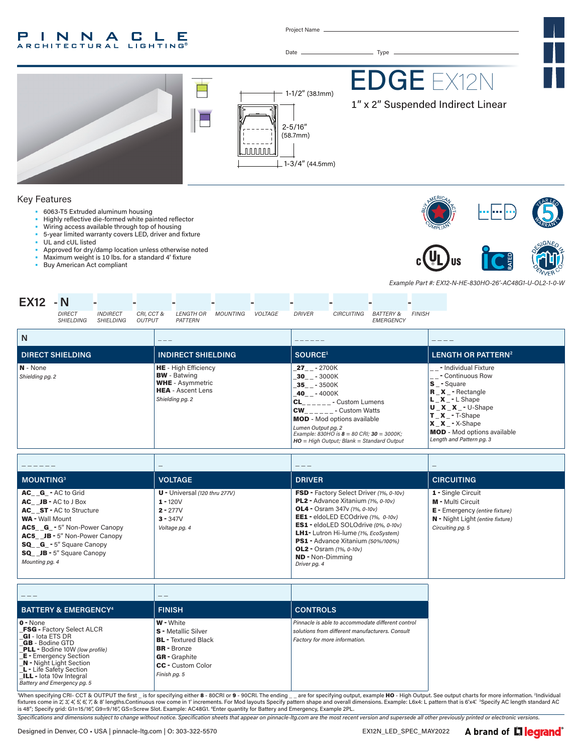PINNACLE ARCHITECTURAL LIGHTING®

Project Name

Date Type

# EDGE EX12N

## 1″ x 2″ Suspended Indirect Linear

1-1/2″ (38.1mm)

2-5/16″ (58.7mm)

1-3/4″ (44.5mm)

### Key Features

- 6063-T5 Extruded aluminum housing
- Highly reflective die-formed white painted reflector
- Wiring access available through top of housing
- 5-year limited warranty covers LED, driver and fixture
- UL and cUL listed
- Approved for dry/damp location unless otherwise noted
- Maximum weight is 10 lbs. for a standard 4′ fixture
- Buy American Act compliant

*Example Part #: EX12-N-HE-830HO-26′-AC48G1-U-OL2-1-0-W*

**EX12 - N** - ___ - ___ - ___ - ___ - ___ - ___ - ___ - ___ - ___

*DIRECT SHIELDING, INDIRECT SHIELDING, CRI, CCT & OUTPUT, LENGTH OR PATTERN, MOUNTING, VOLTAGE, DRIVER, CIRCUITING, BATTERY & EMERGENCY, FINISH*

| N | _ _ _ | _ _ _ _ _ _ | _ _ _ _ |
|---|---|---|---|
| **DIRECT SHIELDING** | **INDIRECT SHIELDING** | **SOURCE**[1] | **LENGTH OR PATTERN**[2] |
| **N** - None<br>*Shielding pg. 2* | **HE** - High Efficiency<br>**BW** - Batwing<br>**WHE** - Asymmetric<br>**HEA** - Ascent Lens<br>*Shielding pg. 2* | **_27_ _** - 2700K<br>**_30_ _** - 3000K<br>**_35_ _** - 3500K<br>**_40_ _** - 4000K<br>**CL_ _ _ _ _ _** - Custom Lumens<br>**CW_ _ _ _ _ _** - Custom Watts<br>**MOD** - Mod options available<br>*Lumen Output pg. 2*<br>*Example: 830HO is 8 = 80 CRI; 30 = 3000K; HO = High Output; Blank = Standard Output* | _ _ - Individual Fixture<br>_ _ - Continuous Row<br>**S** _ - Square<br>**R _ X _** - Rectangle<br>**L _ X _** - L Shape<br>**U _ X _ X _** - U-Shape<br>**T _ X _** - T-Shape<br>**X _ X _** - X-Shape<br>**MOD** - Mod options available<br>*Length and Pattern pg. 3* |

| _ _ _ _ _ _ | _ | _ _ _ | _ |
|---|---|---|---|
| **MOUNTING**[3] | **VOLTAGE** | **DRIVER** | **CIRCUITING** |
| **AC_ _G_** - AC to Grid<br>**AC_ _JB** - AC to J Box<br>**AC_ _ST** - AC to Structure<br>**WA** - Wall Mount<br>**AC5_ _G_** - 5″ Non-Power Canopy<br>**AC5_ _JB** - 5″ Non-Power Canopy<br>**SQ_ _G_** - 5″ Square Canopy<br>**SQ_ _JB** - 5″ Square Canopy<br>*Mounting pg. 4* | **U** - Universal *(120 thru 277V)*<br>**1** - 120V<br>**2** - 277V<br>**3** - 347V<br>*Voltage pg. 4* | **FSD** - Factory Select Driver *(1%, 0-10v)*<br>**PL2** - Advance Xitanium *(1%, 0-10v)*<br>**OL4** - Osram 347v *(1%, 0-10v)*<br>**EE1** - eldoLED ECOdrive *(1%, 0-10v)*<br>**ES1** - eldoLED SOLOdrive *(0%, 0-10v)*<br>**LH1**- Lutron Hi-lume *(1%, EcoSystem)*<br>**PS1** - Advance Xitanium *(50%/100%)*<br>**OL2** - Osram *(1%, 0-10v)*<br>**ND** - Non-Dimming<br>*Driver pg. 4* | **1** - Single Circuit<br>**M** - Multi Circuit<br>**E** - Emergency *(entire fixture)*<br>**N** - Night Light *(entire fixture)*<br>*Circuiting pg. 5* |

| _ _ _ | _ _ | |
|---|---|---|
| **BATTERY & EMERGENCY**[4] | **FINISH** | **CONTROLS** |
| **0** - None<br>**_FSG** - Factory Select ALCR<br>**_GI** - Iota ETS DR<br>**_GB** - Bodine GTD<br>**_PLL** - Bodine 10W *(low profile)*<br>**_E** - Emergency Section<br>**_N** - Night Light Section<br>**_L** - Life Safety Section<br>**_ILL** - Iota 10w Integral<br>*Battery and Emergency pg. 5* | **W** - White<br>**S** - Metallic Silver<br>**BL** - Textured Black<br>**BR** - Bronze<br>**GR** - Graphite<br>**CC** - Custom Color<br>*Finish pg. 5* | *Pinnacle is able to accommodate different control solutions from different manufacturers. Consult Factory for more information.* |

[1]When specifying CRI- CCT & OUTPUT the first _ is for specifying either **8** - 80CRI or **9** - 90CRI. The ending _ _ are for specifying output, example **HO** - High Output. See output charts for more information. [2]Individual fixtures come in 2′, 3′, 4′, 5′, 6′, 7′, & 8′ lengths.Continuous row come in 1′ increments. For Mod layouts Specify pattern shape and overall dimensions. Example: L6x4: L pattern that is 6′x4′. [3]Specify AC length standard AC is 48″; Specify grid: G1=15/16″, G9=9/16″, GS=Screw Slot. Example: AC48G1. [4]Enter quantity for Battery and Emergency, Example 2PL.

*Specifications and dimensions subject to change without notice. Specification sheets that appear on pinnacle-ltg.com are the most recent version and supersede all other previously printed or electronic versions.*

Designed in Denver, CO • USA | pinnacle-ltg.com | O: 303-322-5570 EX12N_LED_SPEC_MAY2022 A brand of legrand®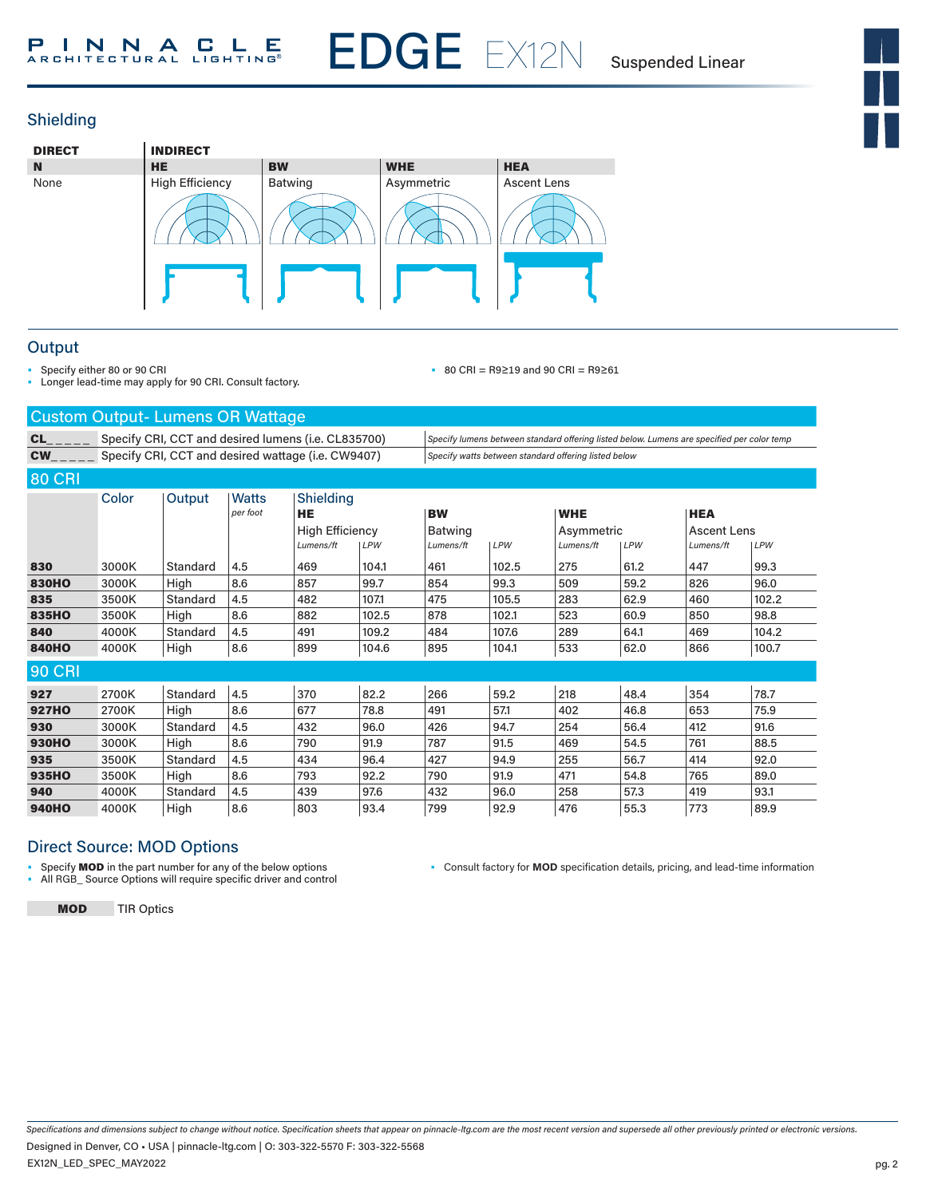## Shielding

| DIRECT | INDIRECT | | | |
|---|---|---|---|---|
| **N** | **HE** | **BW** | **WHE** | **HEA** |
| None | High Efficiency | Batwing | Asymmetric | Ascent Lens |

## Output

- Specify either 80 or 90 CRI
- Longer lead-time may apply for 90 CRI. Consult factory.
- 80 CRI = R9≥19 and 90 CRI = R9≥61

### Custom Output- Lumens OR Wattage

| | | |
|---|---|---|
| **CL_ _ _ _ _** | Specify CRI, CCT and desired lumens (i.e. CL835700) | *Specify lumens between standard offering listed below. Lumens are specified per color temp* |
| **CW_ _ _ _ _** | Specify CRI, CCT and desired wattage (i.e. CW9407) | *Specify watts between standard offering listed below* |

| | Color | Output | Watts *per foot* | Shielding **HE** High Efficiency | | **BW** Batwing | | **WHE** Asymmetric | | **HEA** Ascent Lens | |
|---|---|---|---|---|---|---|---|---|---|---|---|
| | | | | *Lumens/ft* | *LPW* | *Lumens/ft* | *LPW* | *Lumens/ft* | *LPW* | *Lumens/ft* | *LPW* |
| **80 CRI** | | | | | | | | | | | |
| **830** | 3000K | Standard | 4.5 | 469 | 104.1 | 461 | 102.5 | 275 | 61.2 | 447 | 99.3 |
| **830HO** | 3000K | High | 8.6 | 857 | 99.7 | 854 | 99.3 | 509 | 59.2 | 826 | 96.0 |
| **835** | 3500K | Standard | 4.5 | 482 | 107.1 | 475 | 105.5 | 283 | 62.9 | 460 | 102.2 |
| **835HO** | 3500K | High | 8.6 | 882 | 102.5 | 878 | 102.1 | 523 | 60.9 | 850 | 98.8 |
| **840** | 4000K | Standard | 4.5 | 491 | 109.2 | 484 | 107.6 | 289 | 64.1 | 469 | 104.2 |
| **840HO** | 4000K | High | 8.6 | 899 | 104.6 | 895 | 104.1 | 533 | 62.0 | 866 | 100.7 |
| **90 CRI** | | | | | | | | | | | |
| **927** | 2700K | Standard | 4.5 | 370 | 82.2 | 266 | 59.2 | 218 | 48.4 | 354 | 78.7 |
| **927HO** | 2700K | High | 8.6 | 677 | 78.8 | 491 | 57.1 | 402 | 46.8 | 653 | 75.9 |
| **930** | 3000K | Standard | 4.5 | 432 | 96.0 | 426 | 94.7 | 254 | 56.4 | 412 | 91.6 |
| **930HO** | 3000K | High | 8.6 | 790 | 91.9 | 787 | 91.5 | 469 | 54.5 | 761 | 88.5 |
| **935** | 3500K | Standard | 4.5 | 434 | 96.4 | 427 | 94.9 | 255 | 56.7 | 414 | 92.0 |
| **935HO** | 3500K | High | 8.6 | 793 | 92.2 | 790 | 91.9 | 471 | 54.8 | 765 | 89.0 |
| **940** | 4000K | Standard | 4.5 | 439 | 97.6 | 432 | 96.0 | 258 | 57.3 | 419 | 93.1 |
| **940HO** | 4000K | High | 8.6 | 803 | 93.4 | 799 | 92.9 | 476 | 55.3 | 773 | 89.9 |

## Direct Source: MOD Options

- Specify **MOD** in the part number for any of the below options
- All RGB_ Source Options will require specific driver and control
- Consult factory for **MOD** specification details, pricing, and lead-time information

| | |
|---|---|
| **MOD** | TIR Optics |

*Specifications and dimensions subject to change without notice. Specification sheets that appear on pinnacle-ltg.com are the most recent version and supersede all other previously printed or electronic versions.*

Designed in Denver, CO • USA | pinnacle-ltg.com | O: 303-322-5570 F: 303-322-5568

EX12N_LED_SPEC_MAY2022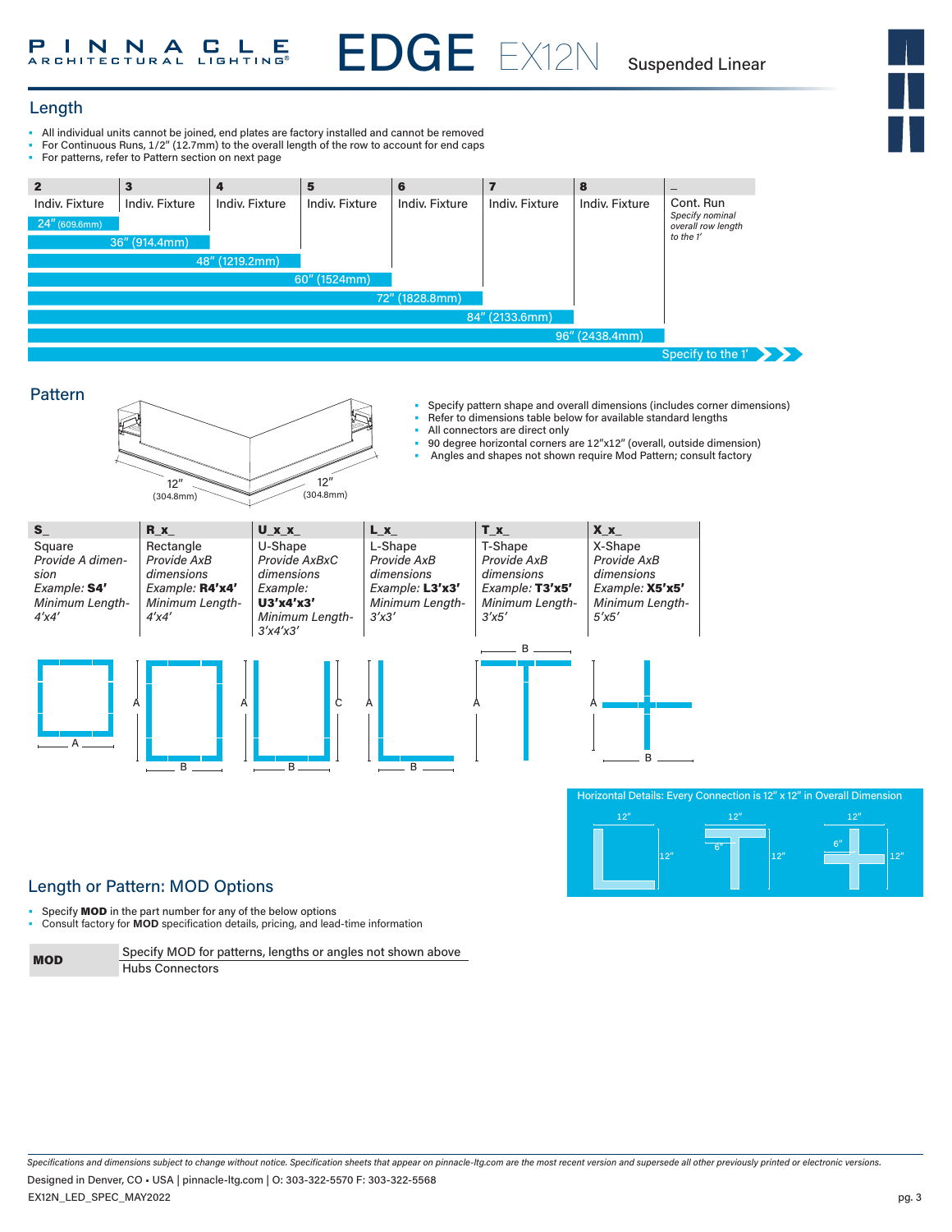# EDGE EX12N Suspended Linear

## Length

- All individual units cannot be joined, end plates are factory installed and cannot be removed
- For Continuous Runs, 1/2" (12.7mm) to the overall length of the row to account for end caps
- For patterns, refer to Pattern section on next page

| 2 | 3 | 4 | 5 | 6 | 7 | 8 | _ |
|---|---|---|---|---|---|---|---|
| Indiv. Fixture | Indiv. Fixture | Indiv. Fixture | Indiv. Fixture | Indiv. Fixture | Indiv. Fixture | Indiv. Fixture | Cont. Run *Specify nominal overall row length to the 1'* |
| 24" (609.6mm) | 36" (914.4mm) | 48" (1219.2mm) | 60" (1524mm) | 72" (1828.8mm) | 84" (2133.6mm) | 96" (2438.4mm) | Specify to the 1' |

## Pattern

12" (304.8mm) &nbsp; 12" (304.8mm)

- Specify pattern shape and overall dimensions (includes corner dimensions)
- Refer to dimensions table below for available standard lengths
- All connectors are direct only
- 90 degree horizontal corners are 12"x12" (overall, outside dimension)
- Angles and shapes not shown require Mod Pattern; consult factory

| S_ | R_x_ | U_x_x_ | L_x_ | T_x_ | X_x_ |
|---|---|---|---|---|---|
| Square<br>*Provide A dimension*<br>*Example:* **S4'**<br>*Minimum Length- 4'x4'* | Rectangle<br>*Provide AxB dimensions*<br>*Example:* **R4'x4'**<br>*Minimum Length- 4'x4'* | U-Shape<br>*Provide AxBxC dimensions*<br>*Example:* **U3'x4'x3'**<br>*Minimum Length- 3'x4'x3'* | L-Shape<br>*Provide AxB dimensions*<br>*Example:* **L3'x3'**<br>*Minimum Length- 3'x3'* | T-Shape<br>*Provide AxB dimensions*<br>*Example:* **T3'x5'**<br>*Minimum Length- 3'x5'* | X-Shape<br>*Provide AxB dimensions*<br>*Example:* **X5'x5'**<br>*Minimum Length- 5'x5'* |

Horizontal Details: Every Connection is 12" x 12" in Overall Dimension

## Length or Pattern: MOD Options

- Specify **MOD** in the part number for any of the below options
- Consult factory for **MOD** specification details, pricing, and lead-time information

| | |
|---|---|
| **MOD** | Specify MOD for patterns, lengths or angles not shown above<br>Hubs Connectors |

*Specifications and dimensions subject to change without notice. Specification sheets that appear on pinnacle-ltg.com are the most recent version and supersede all other previously printed or electronic versions.*

Designed in Denver, CO • USA | pinnacle-ltg.com | O: 303-322-5570 F: 303-322-5568

EX12N_LED_SPEC_MAY2022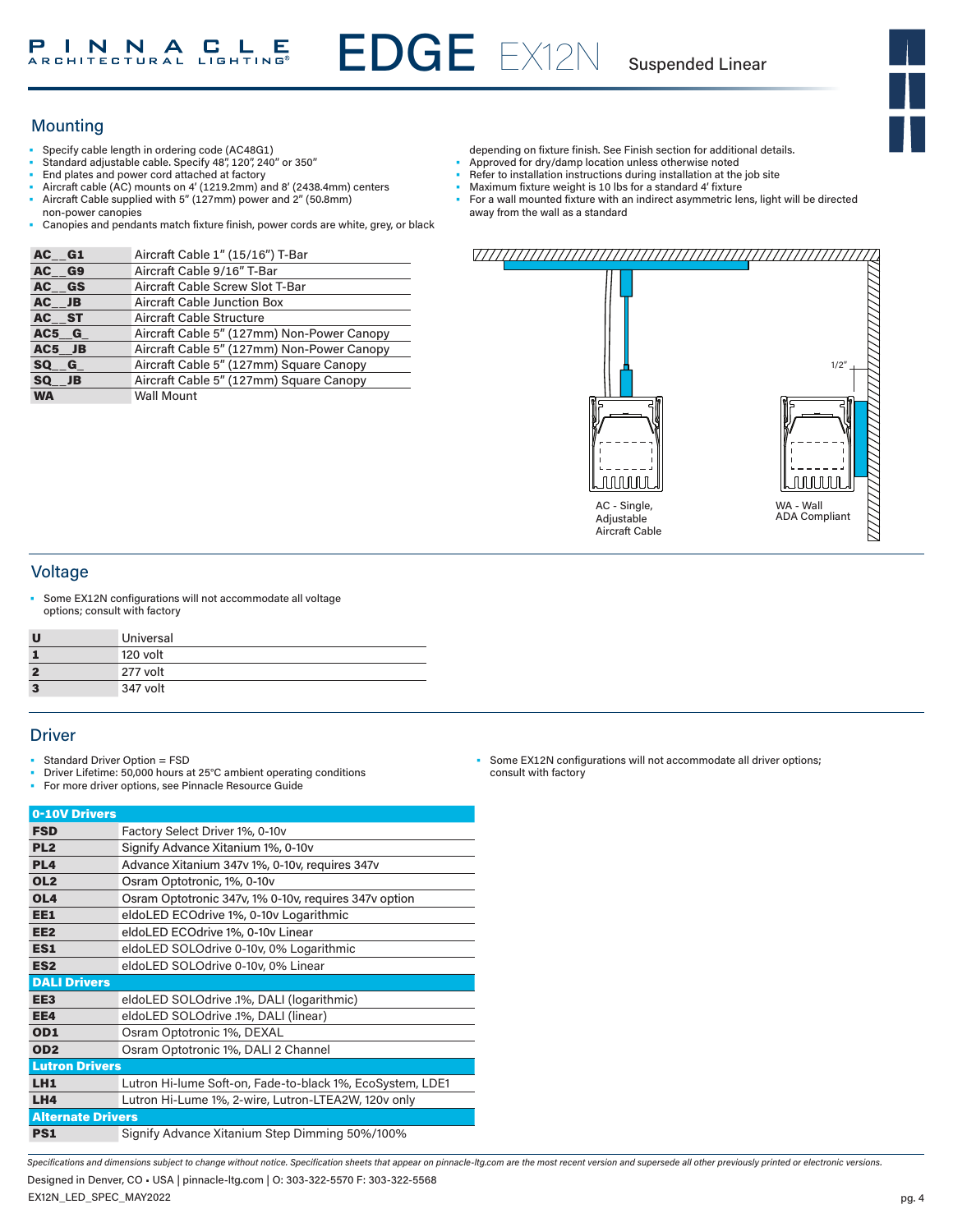## Mounting

- Specify cable length in ordering code (AC48G1)
- Standard adjustable cable. Specify 48", 120", 240" or 350"
- End plates and power cord attached at factory
- Aircraft cable (AC) mounts on 4' (1219.2mm) and 8' (2438.4mm) centers
- Aircraft Cable supplied with 5" (127mm) power and 2" (50.8mm) non-power canopies
- Canopies and pendants match fixture finish, power cords are white, grey, or black depending on fixture finish. See Finish section for additional details.
- Approved for dry/damp location unless otherwise noted
- Refer to installation instructions during installation at the job site
- Maximum fixture weight is 10 lbs for a standard 4' fixture
- For a wall mounted fixture with an indirect asymmetric lens, light will be directed away from the wall as a standard

| | |
|---|---|
| **AC__G1** | Aircraft Cable 1" (15/16") T-Bar |
| **AC__G9** | Aircraft Cable 9/16" T-Bar |
| **AC__GS** | Aircraft Cable Screw Slot T-Bar |
| **AC__JB** | Aircraft Cable Junction Box |
| **AC__ST** | Aircraft Cable Structure |
| **AC5__G_** | Aircraft Cable 5" (127mm) Non-Power Canopy |
| **AC5__JB** | Aircraft Cable 5" (127mm) Non-Power Canopy |
| **SQ__G_** | Aircraft Cable 5" (127mm) Square Canopy |
| **SQ__JB** | Aircraft Cable 5" (127mm) Square Canopy |
| **WA** | Wall Mount |

1/2"

AC - Single, Adjustable Aircraft Cable

WA - Wall ADA Compliant

## Voltage

- Some EX12N configurations will not accommodate all voltage options; consult with factory

| | |
|---|---|
| **U** | Universal |
| **1** | 120 volt |
| **2** | 277 volt |
| **3** | 347 volt |

## Driver

- Standard Driver Option = FSD
- Driver Lifetime: 50,000 hours at 25°C ambient operating conditions
- For more driver options, see Pinnacle Resource Guide
- Some EX12N configurations will not accommodate all driver options; consult with factory

| **0-10V Drivers** | |
|---|---|
| **FSD** | Factory Select Driver 1%, 0-10v |
| **PL2** | Signify Advance Xitanium 1%, 0-10v |
| **PL4** | Advance Xitanium 347v 1%, 0-10v, requires 347v |
| **OL2** | Osram Optotronic, 1%, 0-10v |
| **OL4** | Osram Optotronic 347v, 1% 0-10v, requires 347v option |
| **EE1** | eldoLED ECOdrive 1%, 0-10v Logarithmic |
| **EE2** | eldoLED ECOdrive 1%, 0-10v Linear |
| **ES1** | eldoLED SOLOdrive 0-10v, 0% Logarithmic |
| **ES2** | eldoLED SOLOdrive 0-10v, 0% Linear |
| **DALI Drivers** | |
| **EE3** | eldoLED SOLOdrive .1%, DALI (logarithmic) |
| **EE4** | eldoLED SOLOdrive .1%, DALI (linear) |
| **OD1** | Osram Optotronic 1%, DEXAL |
| **OD2** | Osram Optotronic 1%, DALI 2 Channel |
| **Lutron Drivers** | |
| **LH1** | Lutron Hi-lume Soft-on, Fade-to-black 1%, EcoSystem, LDE1 |
| **LH4** | Lutron Hi-Lume 1%, 2-wire, Lutron-LTEA2W, 120v only |
| **Alternate Drivers** | |
| **PS1** | Signify Advance Xitanium Step Dimming 50%/100% |

*Specifications and dimensions subject to change without notice. Specification sheets that appear on pinnacle-ltg.com are the most recent version and supersede all other previously printed or electronic versions.*

Designed in Denver, CO • USA | pinnacle-ltg.com | O: 303-322-5570 F: 303-322-5568

EX12N_LED_SPEC_MAY2022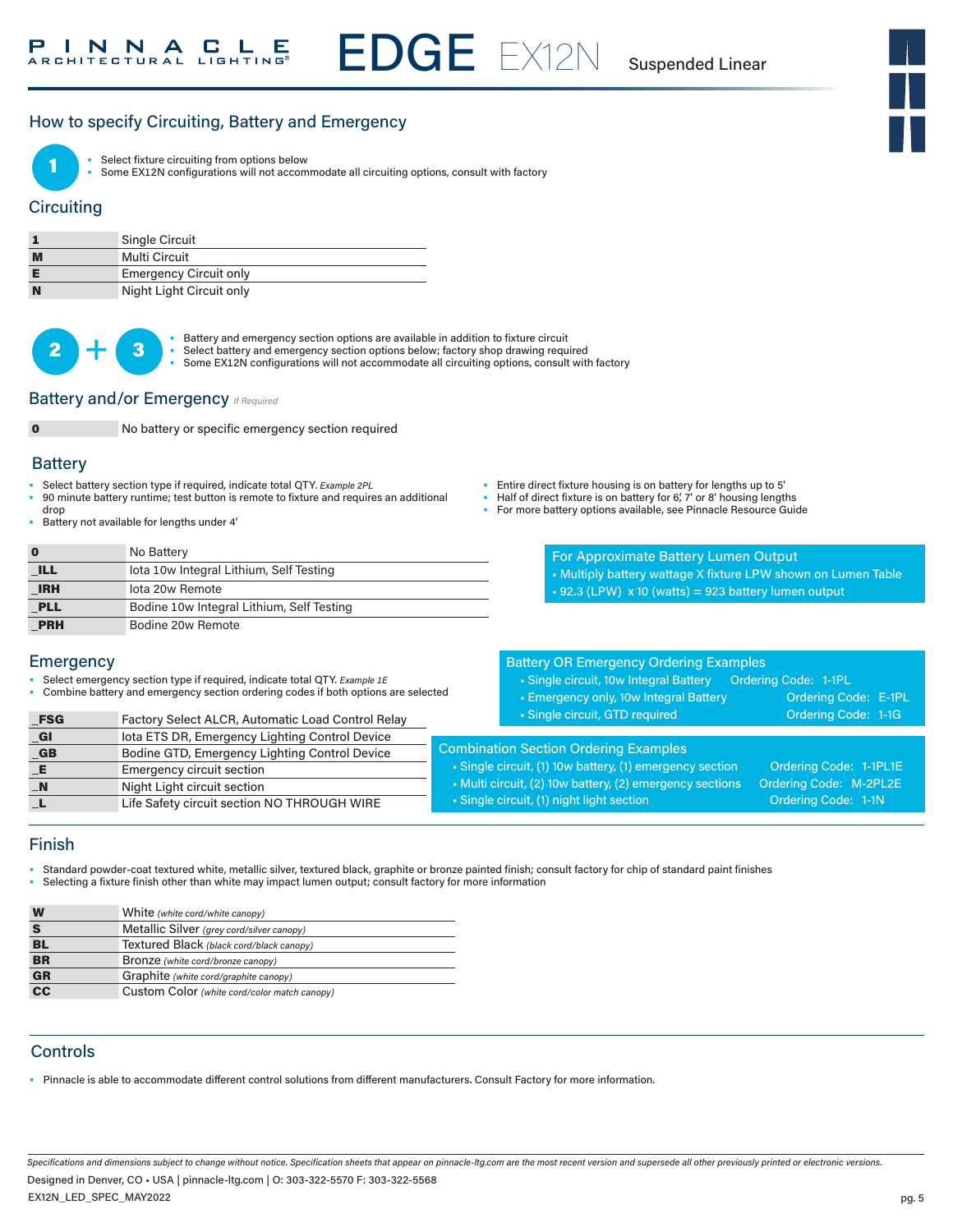## How to specify Circuiting, Battery and Emergency

**1**

- Select fixture circuiting from options below
- Some EX12N configurations will not accommodate all circuiting options, consult with factory

### Circuiting

| | |
|---|---|
| **1** | Single Circuit |
| **M** | Multi Circuit |
| **E** | Emergency Circuit only |
| **N** | Night Light Circuit only |

**2 + 3**

- Battery and emergency section options are available in addition to fixture circuit
- Select battery and emergency section options below; factory shop drawing required
- Some EX12N configurations will not accommodate all circuiting options, consult with factory

### Battery and/or Emergency *If Required*

| | |
|---|---|
| **0** | No battery or specific emergency section required |

### Battery

- Select battery section type if required, indicate total QTY. *Example 2PL*
- 90 minute battery runtime; test button is remote to fixture and requires an additional drop
- Battery not available for lengths under 4'
- Entire direct fixture housing is on battery for lengths up to 5'
- Half of direct fixture is on battery for 6', 7' or 8' housing lengths
- For more battery options available, see Pinnacle Resource Guide

| | |
|---|---|
| **0** | No Battery |
| **_ILL** | Iota 10w Integral Lithium, Self Testing |
| **_IRH** | Iota 20w Remote |
| **_PLL** | Bodine 10w Integral Lithium, Self Testing |
| **_PRH** | Bodine 20w Remote |

**For Approximate Battery Lumen Output**

- Multiply battery wattage X fixture LPW shown on Lumen Table
- 92.3 (LPW) x 10 (watts) = 923 battery lumen output

### Emergency

- Select emergency section type if required, indicate total QTY. *Example 1E*
- Combine battery and emergency section ordering codes if both options are selected

| | |
|---|---|
| **_FSG** | Factory Select ALCR, Automatic Load Control Relay |
| **_GI** | Iota ETS DR, Emergency Lighting Control Device |
| **_GB** | Bodine GTD, Emergency Lighting Control Device |
| **_E** | Emergency circuit section |
| **_N** | Night Light circuit section |
| **_L** | Life Safety circuit section NO THROUGH WIRE |

**Battery OR Emergency Ordering Examples**

- Single circuit, 10w Integral Battery — Ordering Code: 1-1PL
- Emergency only, 10w Integral Battery — Ordering Code: E-1PL
- Single circuit, GTD required — Ordering Code: 1-1G

**Combination Section Ordering Examples**

- Single circuit, (1) 10w battery, (1) emergency section — Ordering Code: 1-1PL1E
- Multi circuit, (2) 10w battery, (2) emergency sections — Ordering Code: M-2PL2E
- Single circuit, (1) night light section — Ordering Code: 1-1N

### Finish

- Standard powder-coat textured white, metallic silver, textured black, graphite or bronze painted finish; consult factory for chip of standard paint finishes
- Selecting a fixture finish other than white may impact lumen output; consult factory for more information

| | |
|---|---|
| **W** | White *(white cord/white canopy)* |
| **S** | Metallic Silver *(grey cord/silver canopy)* |
| **BL** | Textured Black *(black cord/black canopy)* |
| **BR** | Bronze *(white cord/bronze canopy)* |
| **GR** | Graphite *(white cord/graphite canopy)* |
| **CC** | Custom Color *(white cord/color match canopy)* |

### Controls

- Pinnacle is able to accommodate different control solutions from different manufacturers. Consult Factory for more information.

*Specifications and dimensions subject to change without notice. Specification sheets that appear on pinnacle-ltg.com are the most recent version and supersede all other previously printed or electronic versions.*

Designed in Denver, CO • USA | pinnacle-ltg.com | O: 303-322-5570 F: 303-322-5568

EX12N_LED_SPEC_MAY2022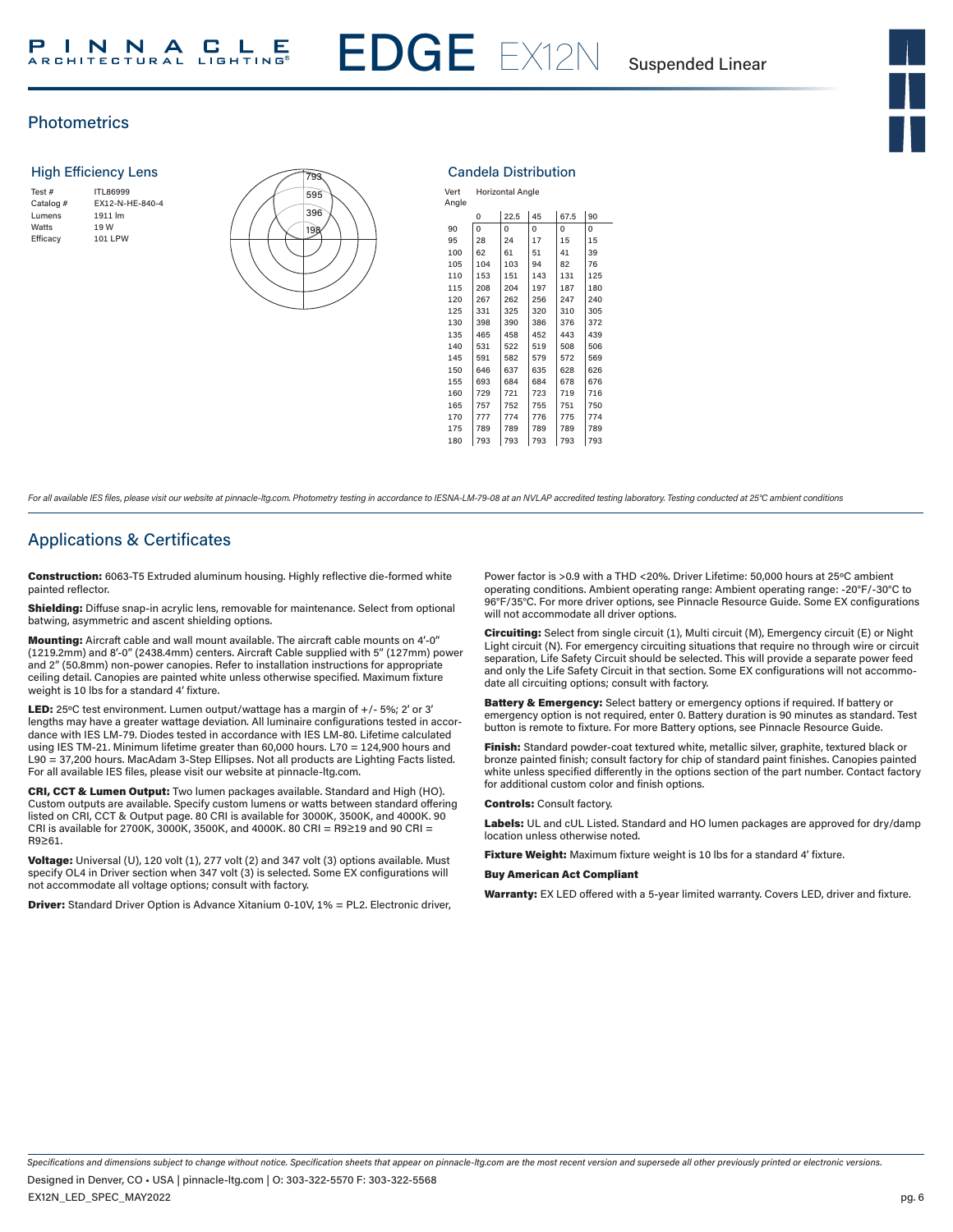# EDGE EX12N Suspended Linear

## Photometrics

### High Efficiency Lens

| | |
|---|---|
| Test # | ITL86999 |
| Catalog # | EX12-N-HE-840-4 |
| Lumens | 1911 lm |
| Watts | 19 W |
| Efficacy | 101 LPW |

793
595
396
198

### Candela Distribution

| Vert Angle | Horizontal Angle 0 | 22.5 | 45 | 67.5 | 90 |
|---|---|---|---|---|---|
| 90 | 0 | 0 | 0 | 0 | 0 |
| 95 | 28 | 24 | 17 | 15 | 15 |
| 100 | 62 | 61 | 51 | 41 | 39 |
| 105 | 104 | 103 | 94 | 82 | 76 |
| 110 | 153 | 151 | 143 | 131 | 125 |
| 115 | 208 | 204 | 197 | 187 | 180 |
| 120 | 267 | 262 | 256 | 247 | 240 |
| 125 | 331 | 325 | 320 | 310 | 305 |
| 130 | 398 | 390 | 386 | 376 | 372 |
| 135 | 465 | 458 | 452 | 443 | 439 |
| 140 | 531 | 522 | 519 | 508 | 506 |
| 145 | 591 | 582 | 579 | 572 | 569 |
| 150 | 646 | 637 | 635 | 628 | 626 |
| 155 | 693 | 684 | 684 | 678 | 676 |
| 160 | 729 | 721 | 723 | 719 | 716 |
| 165 | 757 | 752 | 755 | 751 | 750 |
| 170 | 777 | 774 | 776 | 775 | 774 |
| 175 | 789 | 789 | 789 | 789 | 789 |
| 180 | 793 | 793 | 793 | 793 | 793 |

*For all available IES files, please visit our website at pinnacle-ltg.com. Photometry testing in accordance to IESNA-LM-79-08 at an NVLAP accredited testing laboratory. Testing conducted at 25°C ambient conditions*

## Applications & Certificates

**Construction:** 6063-T5 Extruded aluminum housing. Highly reflective die-formed white painted reflector.

**Shielding:** Diffuse snap-in acrylic lens, removable for maintenance. Select from optional batwing, asymmetric and ascent shielding options.

**Mounting:** Aircraft cable and wall mount available. The aircraft cable mounts on 4'-0" (1219.2mm) and 8'-0" (2438.4mm) centers. Aircraft Cable supplied with 5" (127mm) power and 2" (50.8mm) non-power canopies. Refer to installation instructions for appropriate ceiling detail. Canopies are painted white unless otherwise specified. Maximum fixture weight is 10 lbs for a standard 4' fixture.

**LED:** 25ºC test environment. Lumen output/wattage has a margin of +/- 5%; 2' or 3' lengths may have a greater wattage deviation. All luminaire configurations tested in accordance with IES LM-79. Diodes tested in accordance with IES LM-80. Lifetime calculated using IES TM-21. Minimum lifetime greater than 60,000 hours. L70 = 124,900 hours and L90 = 37,200 hours. MacAdam 3-Step Ellipses. Not all products are Lighting Facts listed. For all available IES files, please visit our website at pinnacle-ltg.com.

**CRI, CCT & Lumen Output:** Two lumen packages available. Standard and High (HO). Custom outputs are available. Specify custom lumens or watts between standard offering listed on CRI, CCT & Output page. 80 CRI is available for 3000K, 3500K, and 4000K. 90 CRI is available for 2700K, 3000K, 3500K, and 4000K. 80 CRI = R9≥19 and 90 CRI = R9≥61.

**Voltage:** Universal (U), 120 volt (1), 277 volt (2) and 347 volt (3) options available. Must specify OL4 in Driver section when 347 volt (3) is selected. Some EX configurations will not accommodate all voltage options; consult with factory.

**Driver:** Standard Driver Option is Advance Xitanium 0-10V, 1% = PL2. Electronic driver, Power factor is >0.9 with a THD <20%. Driver Lifetime: 50,000 hours at 25ºC ambient operating conditions. Ambient operating range: Ambient operating range: -20°F/-30°C to 96°F/35°C. For more driver options, see Pinnacle Resource Guide. Some EX configurations will not accommodate all driver options.

**Circuiting:** Select from single circuit (1), Multi circuit (M), Emergency circuit (E) or Night Light circuit (N). For emergency circuiting situations that require no through wire or circuit separation, Life Safety Circuit should be selected. This will provide a separate power feed and only the Life Safety Circuit in that section. Some EX configurations will not accommodate all circuiting options; consult with factory.

**Battery & Emergency:** Select battery or emergency options if required. If battery or emergency option is not required, enter 0. Battery duration is 90 minutes as standard. Test button is remote to fixture. For more Battery options, see Pinnacle Resource Guide.

**Finish:** Standard powder-coat textured white, metallic silver, graphite, textured black or bronze painted finish; consult factory for chip of standard paint finishes. Canopies painted white unless specified differently in the options section of the part number. Contact factory for additional custom color and finish options.

**Controls:** Consult factory.

**Labels:** UL and cUL Listed. Standard and HO lumen packages are approved for dry/damp location unless otherwise noted.

**Fixture Weight:** Maximum fixture weight is 10 lbs for a standard 4' fixture.

**Buy American Act Compliant**

**Warranty:** EX LED offered with a 5-year limited warranty. Covers LED, driver and fixture.

*Specifications and dimensions subject to change without notice. Specification sheets that appear on pinnacle-ltg.com are the most recent version and supersede all other previously printed or electronic versions.*

Designed in Denver, CO • USA | pinnacle-ltg.com | O: 303-322-5570 F: 303-322-5568

EX12N_LED_SPEC_MAY2022